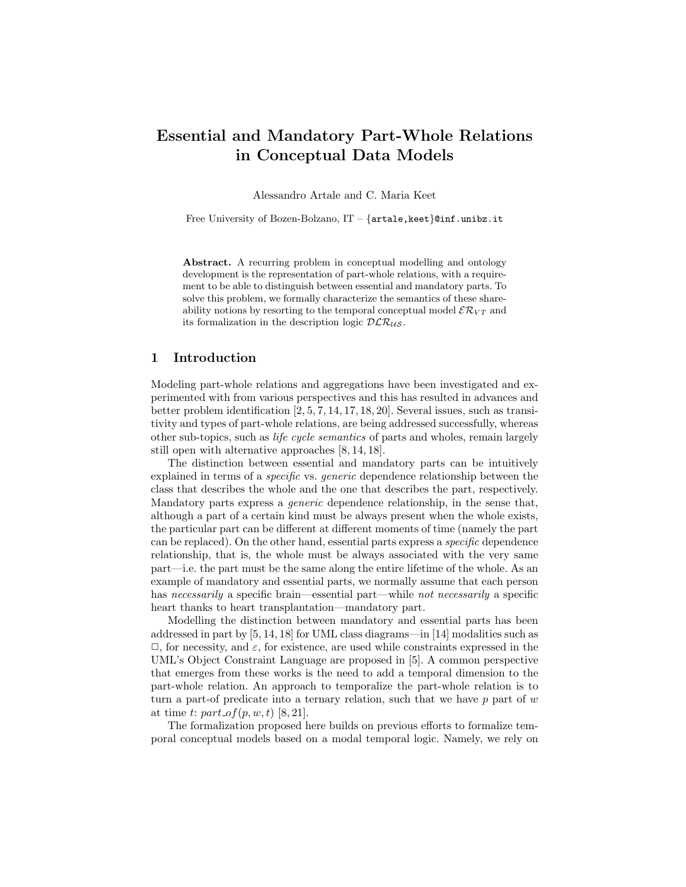# Essential and Mandatory Part-Whole Relations in Conceptual Data Models

Alessandro Artale and C. Maria Keet

Free University of Bozen-Bolzano, IT – {artale,keet}@inf.unibz.it

**Abstract.** A recurring problem in conceptual modelling and ontology development is the representation of part-whole relations, with a requirement to be able to distinguish between essential and mandatory parts. To solve this problem, we formally characterize the semantics of these shareability notions by resorting to the temporal conceptual model $\mathcal{ER}_{VT}$ and its formalization in the description logic $\mathcal{DLR}_{\mathcal{US}}$.

## 1 Introduction

Modeling part-whole relations and aggregations have been investigated and experimented with from various perspectives and this has resulted in advances and better problem identification [2, 5, 7, 14, 17, 18, 20]. Several issues, such as transitivity and types of part-whole relations, are being addressed successfully, whereas other sub-topics, such as *life cycle semantics* of parts and wholes, remain largely still open with alternative approaches [8, 14, 18].

The distinction between essential and mandatory parts can be intuitively explained in terms of a *specific* vs. *generic* dependence relationship between the class that describes the whole and the one that describes the part, respectively. Mandatory parts express a *generic* dependence relationship, in the sense that, although a part of a certain kind must be always present when the whole exists, the particular part can be different at different moments of time (namely the part can be replaced). On the other hand, essential parts express a *specific* dependence relationship, that is, the whole must be always associated with the very same part—i.e. the part must be the same along the entire lifetime of the whole. As an example of mandatory and essential parts, we normally assume that each person has *necessarily* a specific brain—essential part—while *not necessarily* a specific heart thanks to heart transplantation—mandatory part.

Modelling the distinction between mandatory and essential parts has been addressed in part by [5, 14, 18] for UML class diagrams—in [14] modalities such as $\Box$, for necessity, and $\varepsilon$, for existence, are used while constraints expressed in the UML's Object Constraint Language are proposed in [5]. A common perspective that emerges from these works is the need to add a temporal dimension to the part-whole relation. An approach to temporalize the part-whole relation is to turn a part-of predicate into a ternary relation, such that we have $p$ part of $w$ at time $t$: $part\_of(p, w, t)$ [8, 21].

The formalization proposed here builds on previous efforts to formalize temporal conceptual models based on a modal temporal logic. Namely, we rely on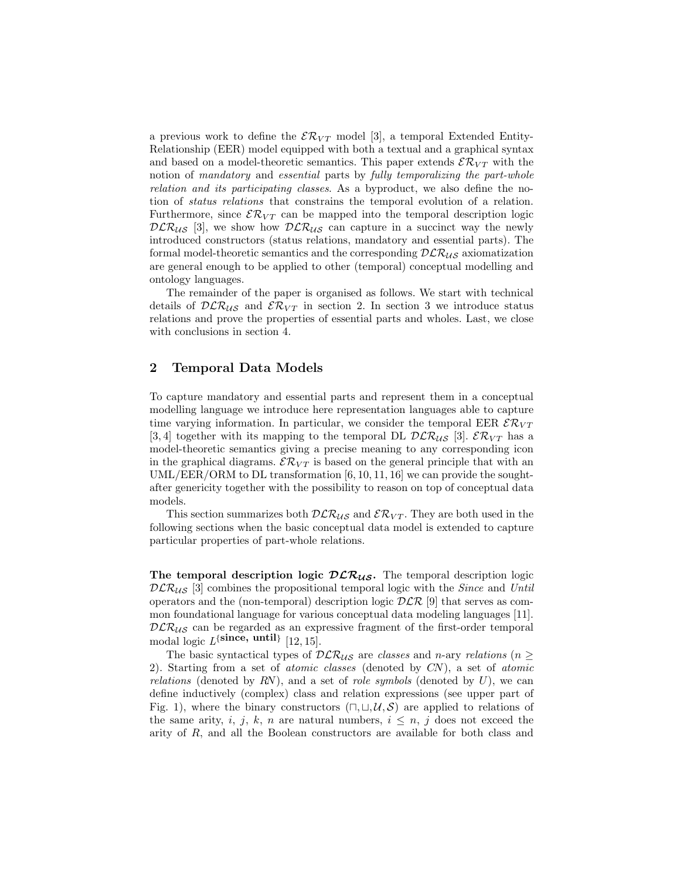a previous work to define the $\mathcal{ER}_{VT}$ model [3], a temporal Extended Entity-Relationship (EER) model equipped with both a textual and a graphical syntax and based on a model-theoretic semantics. This paper extends $\mathcal{ER}_{VT}$ with the notion of *mandatory* and *essential* parts by *fully temporalizing the part-whole relation and its participating classes*. As a byproduct, we also define the notion of *status relations* that constrains the temporal evolution of a relation. Furthermore, since $\mathcal{ER}_{VT}$ can be mapped into the temporal description logic $\mathcal{DLR}_{\mathcal{US}}$ [3], we show how $\mathcal{DLR}_{\mathcal{US}}$ can capture in a succinct way the newly introduced constructors (status relations, mandatory and essential parts). The formal model-theoretic semantics and the corresponding $\mathcal{DLR}_{\mathcal{US}}$ axiomatization are general enough to be applied to other (temporal) conceptual modelling and ontology languages.

The remainder of the paper is organised as follows. We start with technical details of $\mathcal{DLR}_{\mathcal{US}}$ and $\mathcal{ER}_{VT}$ in section 2. In section 3 we introduce status relations and prove the properties of essential parts and wholes. Last, we close with conclusions in section 4.

## 2 Temporal Data Models

To capture mandatory and essential parts and represent them in a conceptual modelling language we introduce here representation languages able to capture time varying information. In particular, we consider the temporal EER $\mathcal{ER}_{VT}$ [3, 4] together with its mapping to the temporal DL $\mathcal{DLR}_{\mathcal{US}}$ [3]. $\mathcal{ER}_{VT}$ has a model-theoretic semantics giving a precise meaning to any corresponding icon in the graphical diagrams. $\mathcal{ER}_{VT}$ is based on the general principle that with an UML/EER/ORM to DL transformation [6, 10, 11, 16] we can provide the sought-after genericity together with the possibility to reason on top of conceptual data models.

This section summarizes both $\mathcal{DLR}_{\mathcal{US}}$ and $\mathcal{ER}_{VT}$. They are both used in the following sections when the basic conceptual data model is extended to capture particular properties of part-whole relations.

**The temporal description logic $\mathcal{DLR}_{\mathcal{US}}$.** The temporal description logic $\mathcal{DLR}_{\mathcal{US}}$ [3] combines the propositional temporal logic with the *Since* and *Until* operators and the (non-temporal) description logic $\mathcal{DLR}$ [9] that serves as common foundational language for various conceptual data modeling languages [11]. $\mathcal{DLR}_{\mathcal{US}}$ can be regarded as an expressive fragment of the first-order temporal modal logic $L^{\{\textbf{since, until}\}}$ [12, 15].

The basic syntactical types of $\mathcal{DLR}_{\mathcal{US}}$ are *classes* and $n$-ary *relations* ($n \geq 2$). Starting from a set of *atomic classes* (denoted by $CN$), a set of *atomic relations* (denoted by $RN$), and a set of *role symbols* (denoted by $U$), we can define inductively (complex) class and relation expressions (see upper part of Fig. 1), where the binary constructors ($\sqcap, \sqcup, \mathcal{U}, \mathcal{S}$) are applied to relations of the same arity, $i$, $j$, $k$, $n$ are natural numbers, $i \leq n$, $j$ does not exceed the arity of $R$, and all the Boolean constructors are available for both class and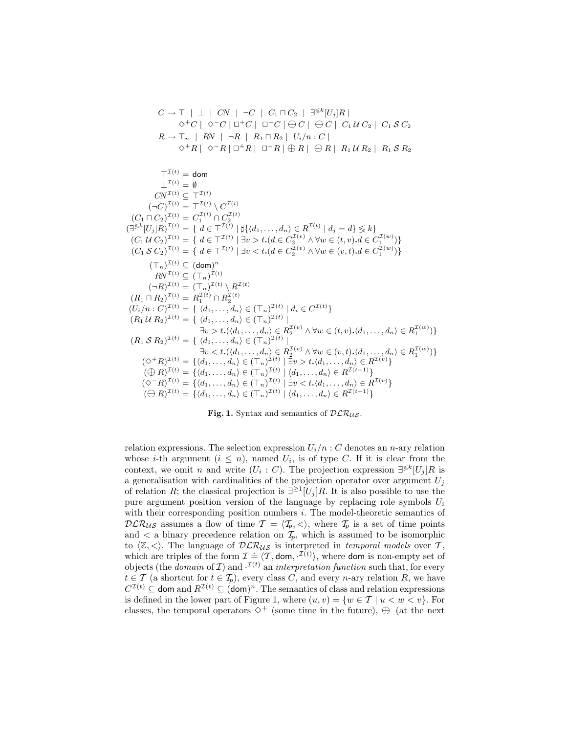$$
\begin{aligned}
C \rightarrow\ & \top \ \mid\ \bot \ \mid\ CN \ \mid\ \neg C \ \mid\ C_1 \sqcap C_2 \ \mid\ \exists^{\leqslant k}[U_j]R \ \mid \\
& \Diamond^+ C \mid \Diamond^- C \mid \Box^+ C \mid \Box^- C \mid \oplus C \mid \ominus C \mid C_1 \,\mathcal{U}\, C_2 \mid C_1 \,\mathcal{S}\, C_2 \\
R \rightarrow\ & \top_n \ \mid\ RN \ \mid\ \neg R \ \mid\ R_1 \sqcap R_2 \mid U_i/n : C \mid \\
& \Diamond^+ R \mid \Diamond^- R \mid \Box^+ R \mid \Box^- R \mid \oplus R \mid \ominus R \mid R_1 \,\mathcal{U}\, R_2 \mid R_1 \,\mathcal{S}\, R_2
\end{aligned}
$$

$$
\begin{aligned}
\top^{\mathcal{I}(t)} &= \mathsf{dom} \\
\bot^{\mathcal{I}(t)} &= \emptyset \\
CN^{\mathcal{I}(t)} &\subseteq \top^{\mathcal{I}(t)} \\
(\neg C)^{\mathcal{I}(t)} &= \top^{\mathcal{I}(t)} \setminus C^{\mathcal{I}(t)} \\
(C_1 \sqcap C_2)^{\mathcal{I}(t)} &= C_1^{\mathcal{I}(t)} \cap C_2^{\mathcal{I}(t)} \\
(\exists^{\leqslant k}[U_j]R)^{\mathcal{I}(t)} &= \{\, d \in \top^{\mathcal{I}(t)} \mid \sharp\{\langle d_1, \ldots, d_n \rangle \in R^{\mathcal{I}(t)} \mid d_j = d\} \leqslant k\} \\
(C_1 \,\mathcal{U}\, C_2)^{\mathcal{I}(t)} &= \{\, d \in \top^{\mathcal{I}(t)} \mid \exists v > t.(d \in C_2^{\mathcal{I}(v)} \wedge \forall w \in (t,v).d \in C_1^{\mathcal{I}(w)})\} \\
(C_1 \,\mathcal{S}\, C_2)^{\mathcal{I}(t)} &= \{\, d \in \top^{\mathcal{I}(t)} \mid \exists v < t.(d \in C_2^{\mathcal{I}(v)} \wedge \forall w \in (v,t).d \in C_1^{\mathcal{I}(w)})\} \\
(\top_n)^{\mathcal{I}(t)} &\subseteq (\mathsf{dom})^n \\
RN^{\mathcal{I}(t)} &\subseteq (\top_n)^{\mathcal{I}(t)} \\
(\neg R)^{\mathcal{I}(t)} &= (\top_n)^{\mathcal{I}(t)} \setminus R^{\mathcal{I}(t)} \\
(R_1 \sqcap R_2)^{\mathcal{I}(t)} &= R_1^{\mathcal{I}(t)} \cap R_2^{\mathcal{I}(t)} \\
(U_i/n : C)^{\mathcal{I}(t)} &= \{\, \langle d_1, \ldots, d_n \rangle \in (\top_n)^{\mathcal{I}(t)} \mid d_i \in C^{\mathcal{I}(t)}\} \\
(R_1 \,\mathcal{U}\, R_2)^{\mathcal{I}(t)} &= \{\, \langle d_1, \ldots, d_n \rangle \in (\top_n)^{\mathcal{I}(t)} \mid \\
&\qquad \exists v > t.(\langle d_1, \ldots, d_n \rangle \in R_2^{\mathcal{I}(v)} \wedge \forall w \in (t,v).\langle d_1, \ldots, d_n \rangle \in R_1^{\mathcal{I}(w)})\} \\
(R_1 \,\mathcal{S}\, R_2)^{\mathcal{I}(t)} &= \{\, \langle d_1, \ldots, d_n \rangle \in (\top_n)^{\mathcal{I}(t)} \mid \\
&\qquad \exists v < t.(\langle d_1, \ldots, d_n \rangle \in R_2^{\mathcal{I}(v)} \wedge \forall w \in (v,t).\langle d_1, \ldots, d_n \rangle \in R_1^{\mathcal{I}(w)})\} \\
(\Diamond^+ R)^{\mathcal{I}(t)} &= \{\langle d_1, \ldots, d_n \rangle \in (\top_n)^{\mathcal{I}(t)} \mid \exists v > t.\langle d_1, \ldots, d_n \rangle \in R^{\mathcal{I}(v)}\} \\
(\oplus R)^{\mathcal{I}(t)} &= \{\langle d_1, \ldots, d_n \rangle \in (\top_n)^{\mathcal{I}(t)} \mid \langle d_1, \ldots, d_n \rangle \in R^{\mathcal{I}(t+1)}\} \\
(\Diamond^- R)^{\mathcal{I}(t)} &= \{\langle d_1, \ldots, d_n \rangle \in (\top_n)^{\mathcal{I}(t)} \mid \exists v < t.\langle d_1, \ldots, d_n \rangle \in R^{\mathcal{I}(v)}\} \\
(\ominus R)^{\mathcal{I}(t)} &= \{\langle d_1, \ldots, d_n \rangle \in (\top_n)^{\mathcal{I}(t)} \mid \langle d_1, \ldots, d_n \rangle \in R^{\mathcal{I}(t-1)}\}
\end{aligned}
$$

**Fig. 1.** Syntax and semantics of $\mathcal{DLR}_{\mathcal{US}}$.

relation expressions. The selection expression $U_i/n : C$ denotes an $n$-ary relation whose $i$-th argument ($i \leq n$), named $U_i$, is of type $C$. If it is clear from the context, we omit $n$ and write $(U_i : C)$. The projection expression $\exists^{\leqslant k}[U_j]R$ is a generalisation with cardinalities of the projection operator over argument $U_j$ of relation $R$; the classical projection is $\exists^{\geq 1}[U_j]R$. It is also possible to use the pure argument position version of the language by replacing role symbols $U_i$ with their corresponding position numbers $i$. The model-theoretic semantics of $\mathcal{DLR}_{\mathcal{US}}$ assumes a flow of time $\mathcal{T} = \langle \mathcal{T}_p, < \rangle$, where $\mathcal{T}_p$ is a set of time points and $<$ a binary precedence relation on $\mathcal{T}_p$, which is assumed to be isomorphic to $\langle \mathbb{Z}, < \rangle$. The language of $\mathcal{DLR}_{\mathcal{US}}$ is interpreted in *temporal models* over $\mathcal{T}$, which are triples of the form $\mathcal{I} \doteq \langle \mathcal{T}, \mathsf{dom}, \cdot^{\mathcal{I}(t)} \rangle$, where $\mathsf{dom}$ is non-empty set of objects (the *domain* of $\mathcal{I}$) and $\cdot^{\mathcal{I}(t)}$ an *interpretation function* such that, for every $t \in \mathcal{T}$ (a shortcut for $t \in \mathcal{T}_p$), every class $C$, and every $n$-ary relation $R$, we have $C^{\mathcal{I}(t)} \subseteq \mathsf{dom}$ and $R^{\mathcal{I}(t)} \subseteq (\mathsf{dom})^n$. The semantics of class and relation expressions is defined in the lower part of Figure 1, where $(u, v) = \{w \in \mathcal{T} \mid u < w < v\}$. For classes, the temporal operators $\Diamond^+$ (some time in the future), $\oplus$ (at the next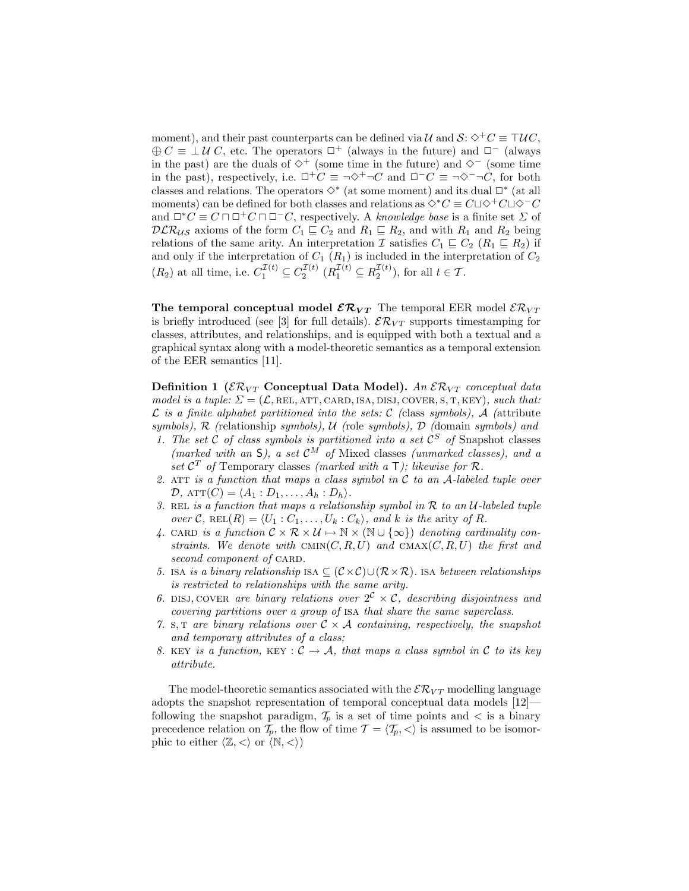moment), and their past counterparts can be defined via $\mathcal{U}$ and $\mathcal{S}$: $\diamond^+ C \equiv \top \mathcal{U} C$, $\oplus C \equiv \bot \,\mathcal{U}\, C$, etc. The operators $\Box^+$ (always in the future) and $\Box^-$ (always in the past) are the duals of $\diamond^+$ (some time in the future) and $\diamond^-$ (some time in the past), respectively, i.e. $\Box^+ C \equiv \neg \diamond^+ \neg C$ and $\Box^- C \equiv \neg \diamond^- \neg C$, for both classes and relations. The operators $\diamond^*$ (at some moment) and its dual $\Box^*$ (at all moments) can be defined for both classes and relations as $\diamond^* C \equiv C \sqcup \diamond^+ C \sqcup \diamond^- C$ and $\Box^* C \equiv C \sqcap \Box^+ C \sqcap \Box^- C$, respectively. A *knowledge base* is a finite set $\Sigma$ of $\mathcal{DLR}_{\mathcal{US}}$ axioms of the form $C_1 \sqsubseteq C_2$ and $R_1 \sqsubseteq R_2$, and with $R_1$ and $R_2$ being relations of the same arity. An interpretation $\mathcal{I}$ satisfies $C_1 \sqsubseteq C_2$ ($R_1 \sqsubseteq R_2$) if and only if the interpretation of $C_1$ ($R_1$) is included in the interpretation of $C_2$ ($R_2$) at all time, i.e. $C_1^{\mathcal{I}(t)} \subseteq C_2^{\mathcal{I}(t)}$ ($R_1^{\mathcal{I}(t)} \subseteq R_2^{\mathcal{I}(t)}$), for all $t \in \mathcal{T}$.

**The temporal conceptual model $\mathcal{ER}_{VT}$** The temporal EER model $\mathcal{ER}_{VT}$ is briefly introduced (see [3] for full details). $\mathcal{ER}_{VT}$ supports timestamping for classes, attributes, and relationships, and is equipped with both a textual and a graphical syntax along with a model-theoretic semantics as a temporal extension of the EER semantics [11].

**Definition 1 ($\mathcal{ER}_{VT}$ Conceptual Data Model).** *An $\mathcal{ER}_{VT}$ conceptual data model is a tuple: $\Sigma = (\mathcal{L}, \text{REL}, \text{ATT}, \text{CARD}, \text{ISA}, \text{DISJ}, \text{COVER}, \text{S}, \text{T}, \text{KEY})$, such that: $\mathcal{L}$ is a finite alphabet partitioned into the sets: $\mathcal{C}$ (*class *symbols), $\mathcal{A}$ (*attribute *symbols), $\mathcal{R}$ (*relationship *symbols), $\mathcal{U}$ (*role *symbols), $\mathcal{D}$ (*domain *symbols) and*

1. *The set $\mathcal{C}$ of class symbols is partitioned into a set $\mathcal{C}^S$ of* Snapshot *classes (marked with an* S*), a set $\mathcal{C}^M$ of* Mixed *classes (unmarked classes), and a set $\mathcal{C}^T$ of* Temporary *classes (marked with a* T*); likewise for $\mathcal{R}$.*
2. *ATT is a function that maps a class symbol in $\mathcal{C}$ to an $\mathcal{A}$-labeled tuple over $\mathcal{D}$, $\text{ATT}(C) = \langle A_1 : D_1, \ldots, A_h : D_h \rangle$.*
3. *REL is a function that maps a relationship symbol in $\mathcal{R}$ to an $\mathcal{U}$-labeled tuple over $\mathcal{C}$, $\text{REL}(R) = \langle U_1 : C_1, \ldots, U_k : C_k \rangle$, and $k$ is the* arity *of $R$.*
4. *CARD is a function $\mathcal{C} \times \mathcal{R} \times \mathcal{U} \mapsto \mathbb{N} \times (\mathbb{N} \cup \{\infty\})$ denoting cardinality constraints. We denote with $\text{CMIN}(C, R, U)$ and $\text{CMAX}(C, R, U)$ the first and second component of CARD.*
5. *ISA is a binary relationship $\text{ISA} \subseteq (\mathcal{C} \times \mathcal{C}) \cup (\mathcal{R} \times \mathcal{R})$. ISA between relationships is restricted to relationships with the same arity.*
6. *DISJ, COVER are binary relations over $2^{\mathcal{C}} \times \mathcal{C}$, describing disjointness and covering partitions over a group of ISA that share the same superclass.*
7. *S, T are binary relations over $\mathcal{C} \times \mathcal{A}$ containing, respectively, the snapshot and temporary attributes of a class;*
8. *KEY is a function, $\text{KEY} : \mathcal{C} \rightarrow \mathcal{A}$, that maps a class symbol in $\mathcal{C}$ to its key attribute.*

The model-theoretic semantics associated with the $\mathcal{ER}_{VT}$ modelling language adopts the snapshot representation of temporal conceptual data models [12]—following the snapshot paradigm, $\mathcal{T}_p$ is a set of time points and $<$ is a binary precedence relation on $\mathcal{T}_p$, the flow of time $\mathcal{T} = \langle \mathcal{T}_p, < \rangle$ is assumed to be isomorphic to either $\langle \mathbb{Z}, < \rangle$ or $\langle \mathbb{N}, < \rangle$)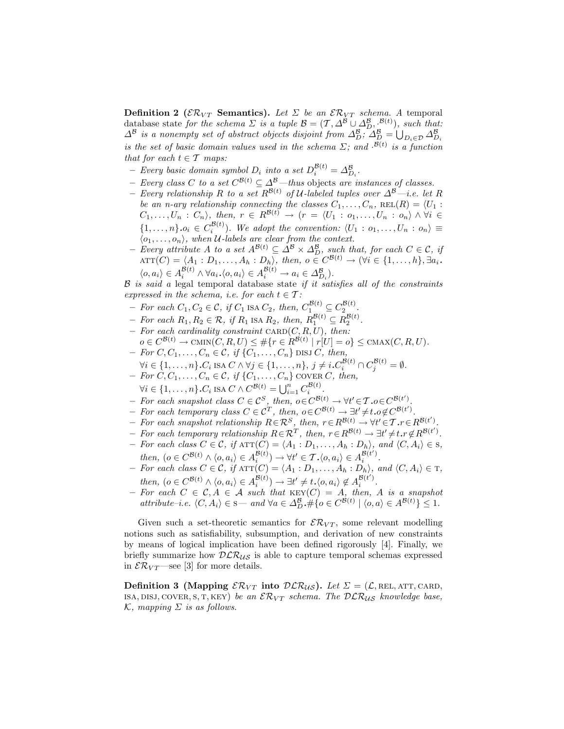**Definition 2 ($\mathcal{ER}_{VT}$ Semantics).** *Let $\Sigma$ be an $\mathcal{ER}_{VT}$ schema. A* temporal database state *for the schema $\Sigma$ is a tuple $\mathcal{B} = (\mathcal{T}, \Delta^{\mathcal{B}} \cup \Delta^{\mathcal{B}}_D, \cdot^{\mathcal{B}(t)})$, such that: $\Delta^{\mathcal{B}}$ is a nonempty set of abstract objects disjoint from $\Delta^{\mathcal{B}}_D$; $\Delta^{\mathcal{B}}_D = \bigcup_{D_i \in \mathcal{D}} \Delta^{\mathcal{B}}_{D_i}$ is the set of basic domain values used in the schema $\Sigma$; and $\cdot^{\mathcal{B}(t)}$ is a function that for each $t \in \mathcal{T}$ maps:*

- *Every basic domain symbol $D_i$ into a set $D_i^{\mathcal{B}(t)} = \Delta^{\mathcal{B}}_{D_i}$.*
- *Every class $C$ to a set $C^{\mathcal{B}(t)} \subseteq \Delta^{\mathcal{B}}$—thus* objects *are* instances *of classes.*
- *Every relationship $R$ to a set $R^{\mathcal{B}(t)}$ of $\mathcal{U}$-labeled tuples over $\Delta^{\mathcal{B}}$—i.e. let $R$ be an $n$-ary relationship connecting the classes $C_1, \ldots, C_n$, $\text{REL}(R) = \langle U_1 : C_1, \ldots, U_n : C_n\rangle$, then, $r \in R^{\mathcal{B}(t)} \rightarrow (r = \langle U_1 : o_1, \ldots, U_n : o_n\rangle \wedge \forall i \in \{1, \ldots, n\}.o_i \in C_i^{\mathcal{B}(t)})$. We adopt the convention: $\langle U_1 : o_1, \ldots, U_n : o_n\rangle \equiv \langle o_1, \ldots, o_n\rangle$, when $\mathcal{U}$-labels are clear from the context.*
- *Every attribute $A$ to a set $A^{\mathcal{B}(t)} \subseteq \Delta^{\mathcal{B}} \times \Delta^{\mathcal{B}}_D$, such that, for each $C \in \mathcal{C}$, if $\text{ATT}(C) = \langle A_1 : D_1, \ldots, A_h : D_h\rangle$, then, $o \in C^{\mathcal{B}(t)} \rightarrow (\forall i \in \{1, \ldots, h\}, \exists a_i. \langle o, a_i\rangle \in A_i^{\mathcal{B}(t)} \wedge \forall a_i.\langle o, a_i\rangle \in A_i^{\mathcal{B}(t)} \rightarrow a_i \in \Delta^{\mathcal{B}}_{D_i})$.*

*$\mathcal{B}$ is said a* legal temporal database state *if it satisfies all of the constraints expressed in the schema, i.e. for each $t \in \mathcal{T}$:*

- *For each $C_1, C_2 \in \mathcal{C}$, if $C_1$ ISA $C_2$, then, $C_1^{\mathcal{B}(t)} \subseteq C_2^{\mathcal{B}(t)}$.*
- *For each $R_1, R_2 \in \mathcal{R}$, if $R_1$ ISA $R_2$, then, $R_1^{\mathcal{B}(t)} \subseteq R_2^{\mathcal{B}(t)}$.*
- *For each cardinality constraint $\text{CARD}(C, R, U)$, then:*
  *$o \in C^{\mathcal{B}(t)} \rightarrow \text{CMIN}(C, R, U) \leq \#\{r \in R^{\mathcal{B}(t)} \mid r[U] = o\} \leq \text{CMAX}(C, R, U)$.*
- *For $C, C_1, \ldots, C_n \in \mathcal{C}$, if $\{C_1, \ldots, C_n\}$ DISJ $C$, then,*
  *$\forall i \in \{1, \ldots, n\}.C_i$ ISA $C \wedge \forall j \in \{1, \ldots, n\}, j \neq i.C_i^{\mathcal{B}(t)} \cap C_j^{\mathcal{B}(t)} = \emptyset$.*
- *For $C, C_1, \ldots, C_n \in \mathcal{C}$, if $\{C_1, \ldots, C_n\}$ COVER $C$, then,*
  *$\forall i \in \{1, \ldots, n\}.C_i$ ISA $C \wedge C^{\mathcal{B}(t)} = \bigcup_{i=1}^{n} C_i^{\mathcal{B}(t)}$.*
- *For each snapshot class $C \in \mathcal{C}^S$, then, $o \in C^{\mathcal{B}(t)} \rightarrow \forall t' \in \mathcal{T}.o \in C^{\mathcal{B}(t')}$.*
- *For each temporary class $C \in \mathcal{C}^T$, then, $o \in C^{\mathcal{B}(t)} \rightarrow \exists t' \neq t.o \notin C^{\mathcal{B}(t')}$.*
- *For each snapshot relationship $R \in \mathcal{R}^S$, then, $r \in R^{\mathcal{B}(t)} \rightarrow \forall t' \in \mathcal{T}.r \in R^{\mathcal{B}(t')}$.*
- *For each temporary relationship $R \in \mathcal{R}^T$, then, $r \in R^{\mathcal{B}(t)} \rightarrow \exists t' \neq t.r \notin R^{\mathcal{B}(t')}$.*
- *For each class $C \in \mathcal{C}$, if $\text{ATT}(C) = \langle A_1 : D_1, \ldots, A_h : D_h\rangle$, and $\langle C, A_i\rangle \in$ S, then, $(o \in C^{\mathcal{B}(t)} \wedge \langle o, a_i\rangle \in A_i^{\mathcal{B}(t)}) \rightarrow \forall t' \in \mathcal{T}.\langle o, a_i\rangle \in A_i^{\mathcal{B}(t')}$.*
- *For each class $C \in \mathcal{C}$, if $\text{ATT}(C) = \langle A_1 : D_1, \ldots, A_h : D_h\rangle$, and $\langle C, A_i\rangle \in$ T, then, $(o \in C^{\mathcal{B}(t)} \wedge \langle o, a_i\rangle \in A_i^{\mathcal{B}(t)}) \rightarrow \exists t' \neq t.\langle o, a_i\rangle \notin A_i^{\mathcal{B}(t')}$.*
- *For each $C \in \mathcal{C}, A \in \mathcal{A}$ such that $\text{KEY}(C) = A$, then, $A$ is a snapshot attribute–i.e. $\langle C, A_i\rangle \in$ S— and $\forall a \in \Delta^{\mathcal{B}}_D.\#\{o \in C^{\mathcal{B}(t)} \mid \langle o, a\rangle \in A^{\mathcal{B}(t)}\} \leq 1$.*

Given such a set-theoretic semantics for $\mathcal{ER}_{VT}$, some relevant modelling notions such as satisfiability, subsumption, and derivation of new constraints by means of logical implication have been defined rigorously [4]. Finally, we briefly summarize how $\mathcal{DLR}_{\mathcal{US}}$ is able to capture temporal schemas expressed in $\mathcal{ER}_{VT}$—see [3] for more details.

**Definition 3 (Mapping $\mathcal{ER}_{VT}$ into $\mathcal{DLR}_{\mathcal{US}}$).** *Let $\Sigma = (\mathcal{L}, \text{REL}, \text{ATT}, \text{CARD}, \text{ISA}, \text{DISJ}, \text{COVER}, \text{S}, \text{T}, \text{KEY})$ be an $\mathcal{ER}_{VT}$ schema. The $\mathcal{DLR}_{\mathcal{US}}$ knowledge base, $\mathcal{K}$, mapping $\Sigma$ is as follows.*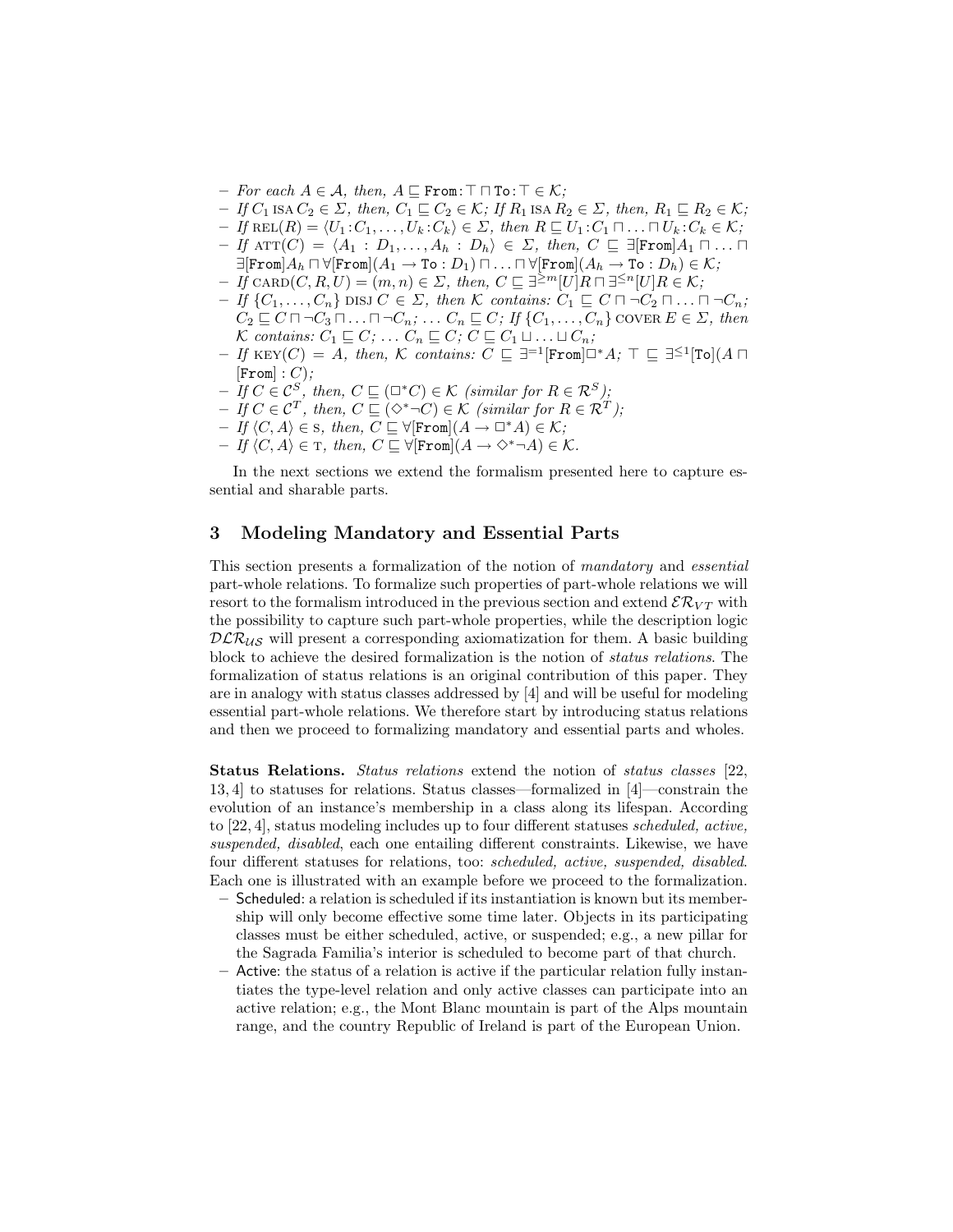- *For each* $A \in \mathcal{A}$, *then,* $A \sqsubseteq \texttt{From}\!:\!\top \sqcap \texttt{To}\!:\!\top \in \mathcal{K}$;
- *If* $C_1$ ISA $C_2 \in \Sigma$, *then,* $C_1 \sqsubseteq C_2 \in \mathcal{K}$; *If* $R_1$ ISA $R_2 \in \Sigma$, *then,* $R_1 \sqsubseteq R_2 \in \mathcal{K}$;
- *If* $\text{REL}(R) = \langle U_1\!:\!C_1, \ldots, U_k\!:\!C_k \rangle \in \Sigma$, *then* $R \sqsubseteq U_1\!:\!C_1 \sqcap \ldots \sqcap U_k\!:\!C_k \in \mathcal{K}$;
- *If* $\text{ATT}(C) = \langle A_1 : D_1, \ldots, A_h : D_h \rangle \in \Sigma$, *then,* $C \sqsubseteq \exists[\texttt{From}]A_1 \sqcap \ldots \sqcap \exists[\texttt{From}]A_h \sqcap \forall[\texttt{From}](A_1 \rightarrow \texttt{To} : D_1) \sqcap \ldots \sqcap \forall[\texttt{From}](A_h \rightarrow \texttt{To} : D_h) \in \mathcal{K}$;
- *If* $\text{CARD}(C, R, U) = (m, n) \in \Sigma$, *then,* $C \sqsubseteq \exists^{\geq m}[U]R \sqcap \exists^{\leq n}[U]R \in \mathcal{K}$;
- *If* $\{C_1, \ldots, C_n\}$ DISJ $C \in \Sigma$, *then* $\mathcal{K}$ *contains:* $C_1 \sqsubseteq C \sqcap \neg C_2 \sqcap \ldots \sqcap \neg C_n$; $C_2 \sqsubseteq C \sqcap \neg C_3 \sqcap \ldots \sqcap \neg C_n$; $\ldots$ $C_n \sqsubseteq C$; *If* $\{C_1, \ldots, C_n\}$ COVER $E \in \Sigma$, *then* $\mathcal{K}$ *contains:* $C_1 \sqsubseteq C$; $\ldots$ $C_n \sqsubseteq C$; $C \sqsubseteq C_1 \sqcup \ldots \sqcup C_n$;
- *If* $\text{KEY}(C) = A$, *then,* $\mathcal{K}$ *contains:* $C \sqsubseteq \exists^{=1}[\texttt{From}]\Box^* A$; $\top \sqsubseteq \exists^{\leq 1}[\texttt{To}](A \sqcap [\texttt{From}] : C)$;
- *If* $C \in \mathcal{C}^S$, *then,* $C \sqsubseteq (\Box^* C) \in \mathcal{K}$ *(similar for* $R \in \mathcal{R}^S$*)*;
- *If* $C \in \mathcal{C}^T$, *then,* $C \sqsubseteq (\Diamond^* \neg C) \in \mathcal{K}$ *(similar for* $R \in \mathcal{R}^T$*)*;
- *If* $\langle C, A \rangle \in$ S, *then,* $C \sqsubseteq \forall[\texttt{From}](A \rightarrow \Box^* A) \in \mathcal{K}$;
- *If* $\langle C, A \rangle \in$ T, *then,* $C \sqsubseteq \forall[\texttt{From}](A \rightarrow \Diamond^* \neg A) \in \mathcal{K}$.

In the next sections we extend the formalism presented here to capture essential and sharable parts.

## 3 Modeling Mandatory and Essential Parts

This section presents a formalization of the notion of *mandatory* and *essential* part-whole relations. To formalize such properties of part-whole relations we will resort to the formalism introduced in the previous section and extend $\mathcal{ER}_{VT}$ with the possibility to capture such part-whole properties, while the description logic $\mathcal{DLR}_{\mathcal{US}}$ will present a corresponding axiomatization for them. A basic building block to achieve the desired formalization is the notion of *status relations*. The formalization of status relations is an original contribution of this paper. They are in analogy with status classes addressed by [4] and will be useful for modeling essential part-whole relations. We therefore start by introducing status relations and then we proceed to formalizing mandatory and essential parts and wholes.

**Status Relations.** *Status relations* extend the notion of *status classes* [22, 13, 4] to statuses for relations. Status classes—formalized in [4]—constrain the evolution of an instance's membership in a class along its lifespan. According to [22, 4], status modeling includes up to four different statuses *scheduled, active, suspended, disabled*, each one entailing different constraints. Likewise, we have four different statuses for relations, too: *scheduled, active, suspended, disabled*. Each one is illustrated with an example before we proceed to the formalization.

- Scheduled: a relation is scheduled if its instantiation is known but its membership will only become effective some time later. Objects in its participating classes must be either scheduled, active, or suspended; e.g., a new pillar for the Sagrada Familia's interior is scheduled to become part of that church.
- Active: the status of a relation is active if the particular relation fully instantiates the type-level relation and only active classes can participate into an active relation; e.g., the Mont Blanc mountain is part of the Alps mountain range, and the country Republic of Ireland is part of the European Union.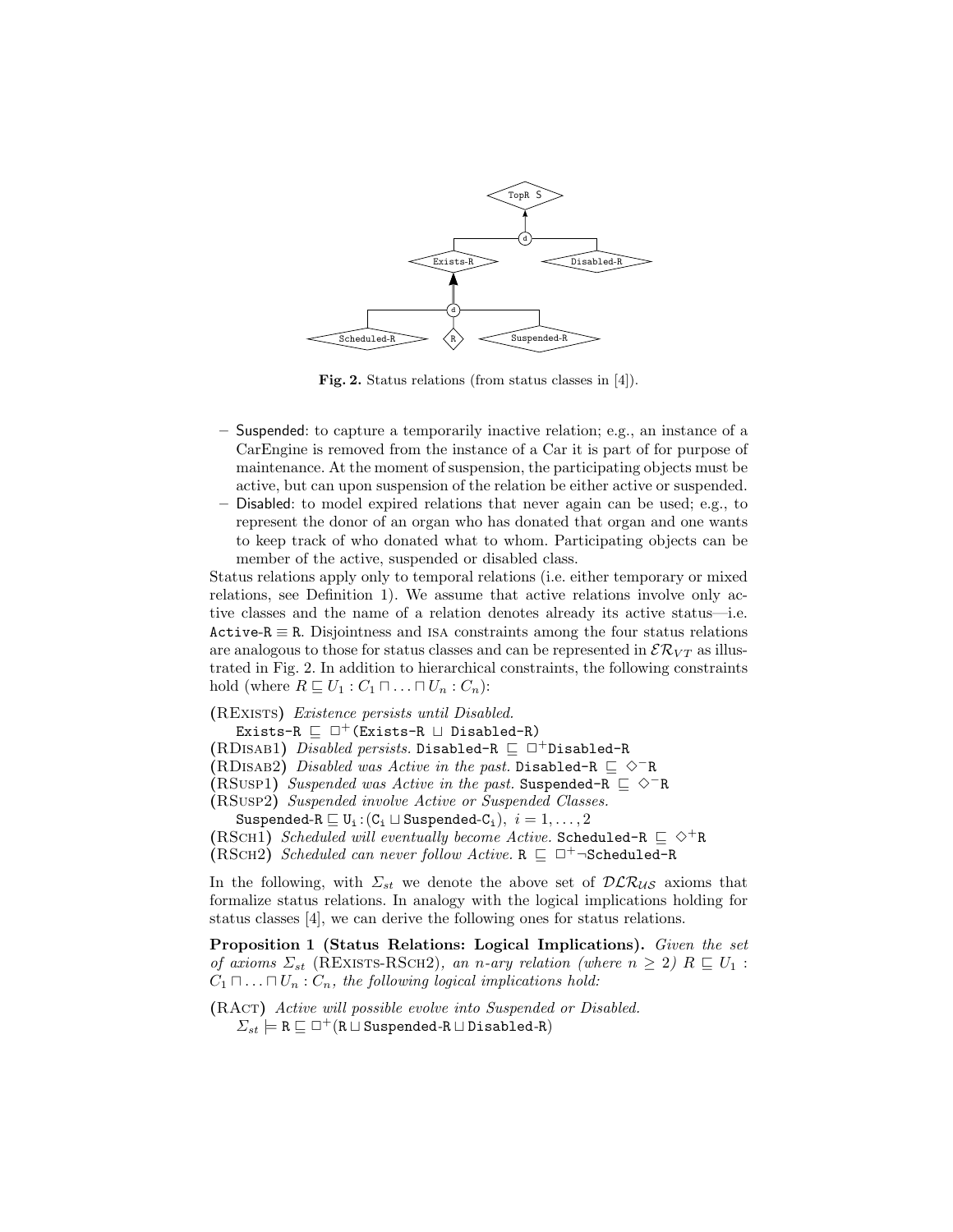**Fig. 2.** Status relations (from status classes in [4]).

- Suspended: to capture a temporarily inactive relation; e.g., an instance of a CarEngine is removed from the instance of a Car it is part of for purpose of maintenance. At the moment of suspension, the participating objects must be active, but can upon suspension of the relation be either active or suspended.
- Disabled: to model expired relations that never again can be used; e.g., to represent the donor of an organ who has donated that organ and one wants to keep track of who donated what to whom. Participating objects can be member of the active, suspended or disabled class.

Status relations apply only to temporal relations (i.e. either temporary or mixed relations, see Definition 1). We assume that active relations involve only active classes and the name of a relation denotes already its active status—i.e. $\texttt{Active-R} \equiv \texttt{R}$. Disjointness and ISA constraints among the four status relations are analogous to those for status classes and can be represented in $\mathcal{ER}_{VT}$ as illustrated in Fig. 2. In addition to hierarchical constraints, the following constraints hold (where $R \sqsubseteq U_1 : C_1 \sqcap \ldots \sqcap U_n : C_n$):

(REXISTS) *Existence persists until Disabled.*
$\texttt{Exists-R} \sqsubseteq \Box^{+}(\texttt{Exists-R} \sqcup \texttt{Disabled-R})$

(RDISAB1) *Disabled persists.* $\texttt{Disabled-R} \sqsubseteq \Box^{+}\texttt{Disabled-R}$

(RDISAB2) *Disabled was Active in the past.* $\texttt{Disabled-R} \sqsubseteq \Diamond^{-}\texttt{R}$

(RSUSP1) *Suspended was Active in the past.* $\texttt{Suspended-R} \sqsubseteq \Diamond^{-}\texttt{R}$

(RSUSP2) *Suspended involve Active or Suspended Classes.*
$\texttt{Suspended-R} \sqsubseteq \texttt{U}_\texttt{i} : (\texttt{C}_\texttt{i} \sqcup \texttt{Suspended-C}_\texttt{i}),\ i = 1, \ldots, 2$

(RSCH1) *Scheduled will eventually become Active.* $\texttt{Scheduled-R} \sqsubseteq \Diamond^{+}\texttt{R}$

(RSCH2) *Scheduled can never follow Active.* $\texttt{R} \sqsubseteq \Box^{+}\neg\texttt{Scheduled-R}$

In the following, with $\Sigma_{st}$ we denote the above set of $\mathcal{DLR}_{\mathcal{US}}$ axioms that formalize status relations. In analogy with the logical implications holding for status classes [4], we can derive the following ones for status relations.

**Proposition 1 (Status Relations: Logical Implications).** *Given the set of axioms $\Sigma_{st}$ (REXISTS-RSCH2), an n-ary relation (where $n \geq 2$) $R \sqsubseteq U_1 : C_1 \sqcap \ldots \sqcap U_n : C_n$, the following logical implications hold:*

(RACT) *Active will possible evolve into Suspended or Disabled.*
$\Sigma_{st} \models \texttt{R} \sqsubseteq \Box^{+}(\texttt{R} \sqcup \texttt{Suspended-R} \sqcup \texttt{Disabled-R})$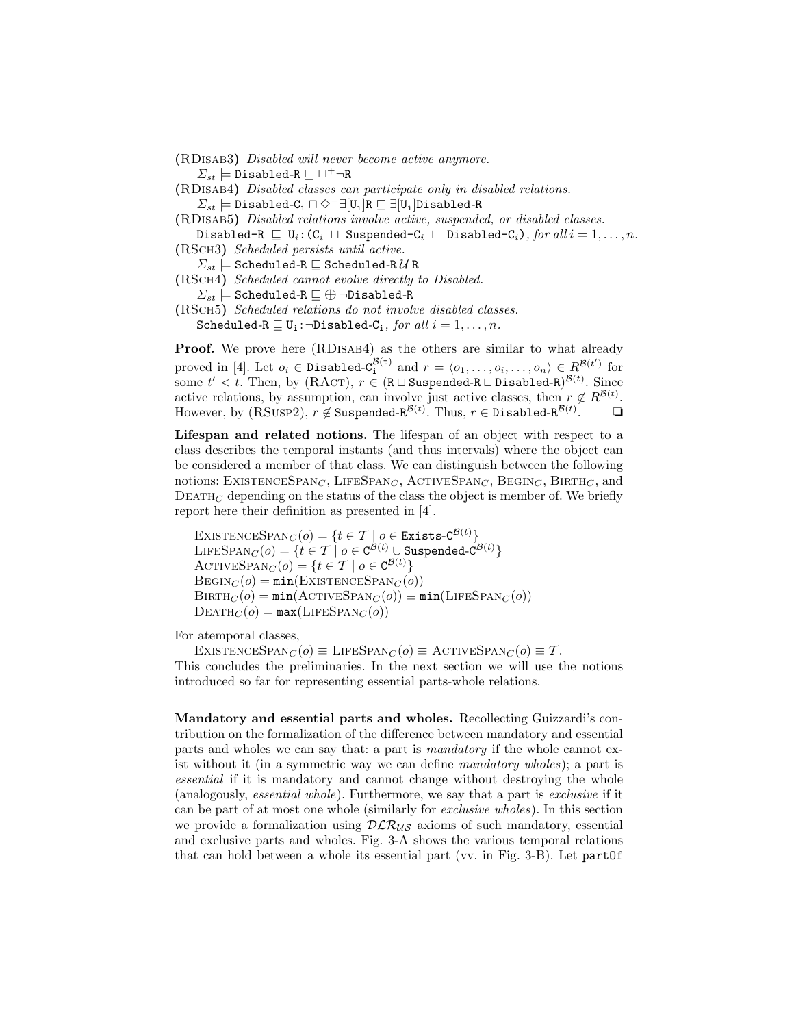(RDisab3) *Disabled will never become active anymore.*
$\Sigma_{st} \models \mathtt{Disabled\text{-}R} \sqsubseteq \Box^{+}\neg\mathtt{R}$

(RDisab4) *Disabled classes can participate only in disabled relations.*
$\Sigma_{st} \models \mathtt{Disabled\text{-}C_i} \sqcap \Diamond^{-}\exists[\mathtt{U_i}]\mathtt{R} \sqsubseteq \exists[\mathtt{U_i}]\mathtt{Disabled\text{-}R}$

(RDisab5) *Disabled relations involve active, suspended, or disabled classes.*
$\mathtt{Disabled\text{-}R} \sqsubseteq \mathtt{U}_i\mathtt{:}(\mathtt{C}_i \sqcup \mathtt{Suspended\text{-}C}_i \sqcup \mathtt{Disabled\text{-}C}_i)$, *for all* $i = 1, \ldots, n$.

(RSch3) *Scheduled persists until active.*
$\Sigma_{st} \models \mathtt{Scheduled\text{-}R} \sqsubseteq \mathtt{Scheduled\text{-}R}\,\mathcal{U}\,\mathtt{R}$

(RSch4) *Scheduled cannot evolve directly to Disabled.*
$\Sigma_{st} \models \mathtt{Scheduled\text{-}R} \sqsubseteq \oplus\neg\mathtt{Disabled\text{-}R}$

(RSch5) *Scheduled relations do not involve disabled classes.*
$\mathtt{Scheduled\text{-}R} \sqsubseteq \mathtt{U_i}\mathtt{:}\neg\mathtt{Disabled\text{-}C_i}$, *for all* $i = 1, \ldots, n$.

**Proof.** We prove here (RDisab4) as the others are similar to what already proved in [4]. Let $o_i \in \mathtt{Disabled\text{-}C_i}^{\mathcal{B}(t)}$ and $r = \langle o_1, \ldots, o_i, \ldots, o_n \rangle \in R^{\mathcal{B}(t')}$ for some $t' < t$. Then, by (RAct), $r \in (\mathtt{R} \sqcup \mathtt{Suspended\text{-}R} \sqcup \mathtt{Disabled\text{-}R})^{\mathcal{B}(t)}$. Since active relations, by assumption, can involve just active classes, then $r \notin R^{\mathcal{B}(t)}$. However, by (RSusp2), $r \notin \mathtt{Suspended\text{-}R}^{\mathcal{B}(t)}$. Thus, $r \in \mathtt{Disabled\text{-}R}^{\mathcal{B}(t)}$. ❑

**Lifespan and related notions.** The lifespan of an object with respect to a class describes the temporal instants (and thus intervals) where the object can be considered a member of that class. We can distinguish between the following notions: ExistenceSpan$_C$, LifeSpan$_C$, ActiveSpan$_C$, Begin$_C$, Birth$_C$, and Death$_C$ depending on the status of the class the object is member of. We briefly report here their definition as presented in [4].

$\textsc{ExistenceSpan}_C(o) = \{t \in \mathcal{T} \mid o \in \mathtt{Exists\text{-}C}^{\mathcal{B}(t)}\}$
$\textsc{LifeSpan}_C(o) = \{t \in \mathcal{T} \mid o \in \mathtt{C}^{\mathcal{B}(t)} \cup \mathtt{Suspended\text{-}C}^{\mathcal{B}(t)}\}$
$\textsc{ActiveSpan}_C(o) = \{t \in \mathcal{T} \mid o \in \mathtt{C}^{\mathcal{B}(t)}\}$
$\textsc{Begin}_C(o) = \mathtt{min}(\textsc{ExistenceSpan}_C(o))$
$\textsc{Birth}_C(o) = \mathtt{min}(\textsc{ActiveSpan}_C(o)) \equiv \mathtt{min}(\textsc{LifeSpan}_C(o))$
$\textsc{Death}_C(o) = \mathtt{max}(\textsc{LifeSpan}_C(o))$

For atemporal classes,
$\textsc{ExistenceSpan}_C(o) \equiv \textsc{LifeSpan}_C(o) \equiv \textsc{ActiveSpan}_C(o) \equiv \mathcal{T}$.
This concludes the preliminaries. In the next section we will use the notions introduced so far for representing essential parts-whole relations.

**Mandatory and essential parts and wholes.** Recollecting Guizzardi's contribution on the formalization of the difference between mandatory and essential parts and wholes we can say that: a part is *mandatory* if the whole cannot exist without it (in a symmetric way we can define *mandatory wholes*); a part is *essential* if it is mandatory and cannot change without destroying the whole (analogously, *essential whole*). Furthermore, we say that a part is *exclusive* if it can be part of at most one whole (similarly for *exclusive wholes*). In this section we provide a formalization using $\mathcal{DLR}_{\mathcal{US}}$ axioms of such mandatory, essential and exclusive parts and wholes. Fig. 3-A shows the various temporal relations that can hold between a whole its essential part (vv. in Fig. 3-B). Let `partOf`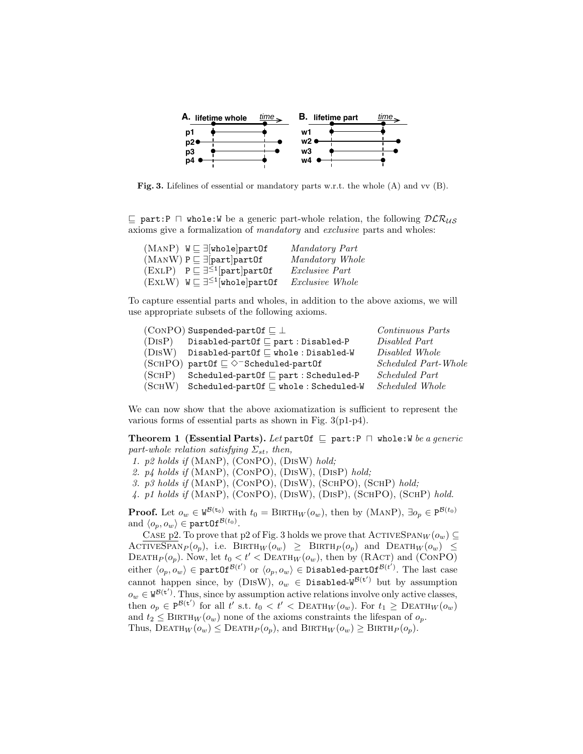**Fig. 3.** Lifelines of essential or mandatory parts w.r.t. the whole (A) and vv (B).

$\sqsubseteq$ `part:P` $\sqcap$ `whole:W` be a generic part-whole relation, the following $\mathcal{DLR}_{\mathcal{US}}$ axioms give a formalization of *mandatory* and *exclusive* parts and wholes:

| | | |
|---|---|---|
| (ManP) | $\mathtt{W} \sqsubseteq \exists[\mathtt{whole}]\mathtt{partOf}$ | *Mandatory Part* |
| (ManW) | $\mathtt{P} \sqsubseteq \exists[\mathtt{part}]\mathtt{partOf}$ | *Mandatory Whole* |
| (ExlP) | $\mathtt{P} \sqsubseteq \exists^{\leq 1}[\mathtt{part}]\mathtt{partOf}$ | *Exclusive Part* |
| (ExlW) | $\mathtt{W} \sqsubseteq \exists^{\leq 1}[\mathtt{whole}]\mathtt{partOf}$ | *Exclusive Whole* |

To capture essential parts and wholes, in addition to the above axioms, we will use appropriate subsets of the following axioms.

| | | |
|---|---|---|
| (ConPO) | $\mathtt{Suspended\text{-}partOf} \sqsubseteq \bot$ | *Continuous Parts* |
| (DisP) | $\mathtt{Disabled\text{-}partOf} \sqsubseteq \mathtt{part} : \mathtt{Disabled\text{-}P}$ | *Disabled Part* |
| (DisW) | $\mathtt{Disabled\text{-}partOf} \sqsubseteq \mathtt{whole} : \mathtt{Disabled\text{-}W}$ | *Disabled Whole* |
| (SchPO) | $\mathtt{partOf} \sqsubseteq \Diamond^{-}\mathtt{Scheduled\text{-}partOf}$ | *Scheduled Part-Whole* |
| (SchP) | $\mathtt{Scheduled\text{-}partOf} \sqsubseteq \mathtt{part} : \mathtt{Scheduled\text{-}P}$ | *Scheduled Part* |
| (SchW) | $\mathtt{Scheduled\text{-}partOf} \sqsubseteq \mathtt{whole} : \mathtt{Scheduled\text{-}W}$ | *Scheduled Whole* |

We can now show that the above axiomatization is sufficient to represent the various forms of essential parts as shown in Fig. 3(p1-p4).

**Theorem 1 (Essential Parts).** *Let* `partOf` $\sqsubseteq$ `part:P` $\sqcap$ `whole:W` *be a generic part-whole relation satisfying* $\Sigma_{st}$*, then,*

1. *p2 holds if* (ManP), (ConPO), (DisW) *hold;*
2. *p4 holds if* (ManP), (ConPO), (DisW), (DisP) *hold;*
3. *p3 holds if* (ManP), (ConPO), (DisW), (SchPO), (SchP) *hold;*
4. *p1 holds if* (ManP), (ConPO), (DisW), (DisP), (SchPO), (SchP) *hold.*

**Proof.** Let $o_w \in \mathtt{W}^{\mathcal{B}(t_0)}$ with $t_0 = \text{Birth}_W(o_w)$, then by (ManP), $\exists o_p \in \mathtt{P}^{\mathcal{B}(t_0)}$ and $\langle o_p, o_w \rangle \in \mathtt{partOf}^{\mathcal{B}(t_0)}$.

<u>Case p2</u>. To prove that p2 of Fig. 3 holds we prove that $\text{ActiveSpan}_W(o_w) \subseteq \text{ActiveSpan}_P(o_p)$, i.e. $\text{Birth}_W(o_w) \geq \text{Birth}_P(o_p)$ and $\text{Death}_W(o_w) \leq \text{Death}_P(o_p)$. Now, let $t_0 < t' < \text{Death}_W(o_w)$, then by (RAct) and (ConPO) either $\langle o_p, o_w \rangle \in \mathtt{partOf}^{\mathcal{B}(t')}$ or $\langle o_p, o_w \rangle \in \mathtt{Disabled\text{-}partOf}^{\mathcal{B}(t')}$. The last case cannot happen since, by (DisW), $o_w \in \mathtt{Disabled\text{-}W}^{\mathcal{B}(t')}$ but by assumption $o_w \in \mathtt{W}^{\mathcal{B}(t')}$. Thus, since by assumption active relations involve only active classes, then $o_p \in \mathtt{P}^{\mathcal{B}(t')}$ for all $t'$ s.t. $t_0 < t' < \text{Death}_W(o_w)$. For $t_1 \geq \text{Death}_W(o_w)$ and $t_2 \leq \text{Birth}_W(o_w)$ none of the axioms constraints the lifespan of $o_p$. Thus, $\text{Death}_W(o_w) \leq \text{Death}_P(o_p)$, and $\text{Birth}_W(o_w) \geq \text{Birth}_P(o_p)$.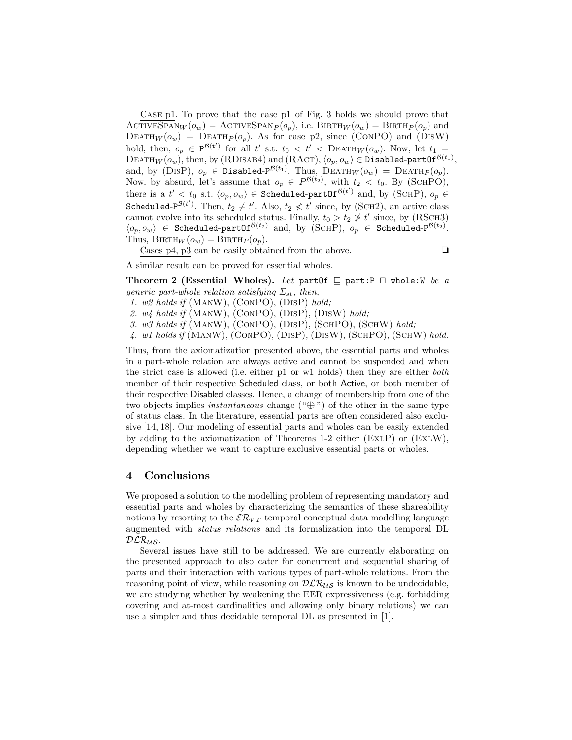Case p1. To prove that the case p1 of Fig. 3 holds we should prove that $\text{ActiveSpan}_W(o_w) = \text{ActiveSpan}_P(o_p)$, i.e. $\text{Birth}_W(o_w) = \text{Birth}_P(o_p)$ and $\text{Death}_W(o_w) = \text{Death}_P(o_p)$. As for case p2, since (ConPO) and (DisW) hold, then, $o_p \in \mathtt{P}^{\mathcal{B}(t')}$ for all $t'$ s.t. $t_0 < t' < \text{Death}_W(o_w)$. Now, let $t_1 = \text{Death}_W(o_w)$, then, by (RDisab4) and (RAct), $\langle o_p, o_w \rangle \in \mathtt{Disabled\text{-}partOf}^{\mathcal{B}(t_1)}$, and, by (DisP), $o_p \in \mathtt{Disabled\text{-}P}^{\mathcal{B}(t_1)}$. Thus, $\text{Death}_W(o_w) = \text{Death}_P(o_p)$. Now, by absurd, let's assume that $o_p \in P^{\mathcal{B}(t_2)}$, with $t_2 < t_0$. By (SchPO), there is a $t' < t_0$ s.t. $\langle o_p, o_w \rangle \in \mathtt{Scheduled\text{-}partOf}^{\mathcal{B}(t')}$ and, by (SchP), $o_p \in \mathtt{Scheduled\text{-}P}^{\mathcal{B}(t')}$. Then, $t_2 \neq t'$. Also, $t_2 \not< t'$ since, by (Sch2), an active class cannot evolve into its scheduled status. Finally, $t_0 > t_2 \not> t'$ since, by (RSch3) $\langle o_p, o_w \rangle \in \mathtt{Scheduled\text{-}partOf}^{\mathcal{B}(t_2)}$ and, by (SchP), $o_p \in \mathtt{Scheduled\text{-}P}^{\mathcal{B}(t_2)}$. Thus, $\text{Birth}_W(o_w) = \text{Birth}_P(o_p)$.

Cases p4, p3 can be easily obtained from the above. ❑

A similar result can be proved for essential wholes.

**Theorem 2 (Essential Wholes).** *Let* `partOf` $\sqsubseteq$ `part:P` $\sqcap$ `whole:W` *be a generic part-whole relation satisfying* $\Sigma_{st}$*, then,*

1. *w2 holds if* (ManW), (ConPO), (DisP) *hold;*
2. *w4 holds if* (ManW), (ConPO), (DisP), (DisW) *hold;*
3. *w3 holds if* (ManW), (ConPO), (DisP), (SchPO), (SchW) *hold;*
4. *w1 holds if* (ManW), (ConPO), (DisP), (DisW), (SchPO), (SchW) *hold.*

Thus, from the axiomatization presented above, the essential parts and wholes in a part-whole relation are always active and cannot be suspended and when the strict case is allowed (i.e. either p1 or w1 holds) then they are either *both* member of their respective Scheduled class, or both Active, or both member of their respective Disabled classes. Hence, a change of membership from one of the two objects implies *instantaneous* change ("$\oplus$") of the other in the same type of status class. In the literature, essential parts are often considered also exclusive [14, 18]. Our modeling of essential parts and wholes can be easily extended by adding to the axiomatization of Theorems 1-2 either (ExlP) or (ExlW), depending whether we want to capture exclusive essential parts or wholes.

## 4 Conclusions

We proposed a solution to the modelling problem of representing mandatory and essential parts and wholes by characterizing the semantics of these shareability notions by resorting to the $\mathcal{ER}_{VT}$ temporal conceptual data modelling language augmented with *status relations* and its formalization into the temporal DL $\mathcal{DLR}_{\mathcal{US}}$.

Several issues have still to be addressed. We are currently elaborating on the presented approach to also cater for concurrent and sequential sharing of parts and their interaction with various types of part-whole relations. From the reasoning point of view, while reasoning on $\mathcal{DLR}_{\mathcal{US}}$ is known to be undecidable, we are studying whether by weakening the EER expressiveness (e.g. forbidding covering and at-most cardinalities and allowing only binary relations) we can use a simpler and thus decidable temporal DL as presented in [1].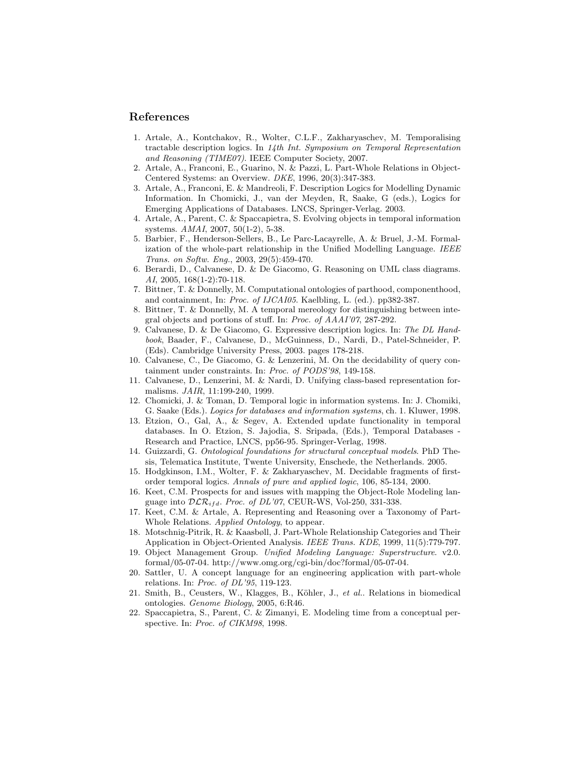## References

1. Artale, A., Kontchakov, R., Wolter, C.L.F., Zakharyaschev, M. Temporalising tractable description logics. In *14th Int. Symposium on Temporal Representation and Reasoning (TIME07)*. IEEE Computer Society, 2007.
2. Artale, A., Franconi, E., Guarino, N. & Pazzi, L. Part-Whole Relations in Object-Centered Systems: an Overview. *DKE*, 1996, 20(3):347-383.
3. Artale, A., Franconi, E. & Mandreoli, F. Description Logics for Modelling Dynamic Information. In Chomicki, J., van der Meyden, R, Saake, G (eds.), Logics for Emerging Applications of Databases. LNCS, Springer-Verlag. 2003.
4. Artale, A., Parent, C. & Spaccapietra, S. Evolving objects in temporal information systems. *AMAI*, 2007, 50(1-2), 5-38.
5. Barbier, F., Henderson-Sellers, B., Le Parc-Lacayrelle, A. & Bruel, J.-M. Formalization of the whole-part relationship in the Unified Modelling Language. *IEEE Trans. on Softw. Eng.*, 2003, 29(5):459-470.
6. Berardi, D., Calvanese, D. & De Giacomo, G. Reasoning on UML class diagrams. *AI*, 2005, 168(1-2):70-118.
7. Bittner, T. & Donnelly, M. Computational ontologies of parthood, componenthood, and containment, In: *Proc. of IJCAI05*. Kaelbling, L. (ed.). pp382-387.
8. Bittner, T. & Donnelly, M. A temporal mereology for distinguishing between integral objects and portions of stuff. In: *Proc. of AAAI'07*, 287-292.
9. Calvanese, D. & De Giacomo, G. Expressive description logics. In: *The DL Handbook*, Baader, F., Calvanese, D., McGuinness, D., Nardi, D., Patel-Schneider, P. (Eds). Cambridge University Press, 2003. pages 178-218.
10. Calvanese, C., De Giacomo, G. & Lenzerini, M. On the decidability of query containment under constraints. In: *Proc. of PODS'98*, 149-158.
11. Calvanese, D., Lenzerini, M. & Nardi, D. Unifying class-based representation formalisms. *JAIR*, 11:199-240, 1999.
12. Chomicki, J. & Toman, D. Temporal logic in information systems. In: J. Chomiki, G. Saake (Eds.). *Logics for databases and information systems*, ch. 1. Kluwer, 1998.
13. Etzion, O., Gal, A., & Segev, A. Extended update functionality in temporal databases. In O. Etzion, S. Jajodia, S. Sripada, (Eds.), Temporal Databases - Research and Practice, LNCS, pp56-95. Springer-Verlag, 1998.
14. Guizzardi, G. *Ontological foundations for structural conceptual models*. PhD Thesis, Telematica Institute, Twente University, Enschede, the Netherlands. 2005.
15. Hodgkinson, I.M., Wolter, F. & Zakharyaschev, M. Decidable fragments of first-order temporal logics. *Annals of pure and applied logic*, 106, 85-134, 2000.
16. Keet, C.M. Prospects for and issues with mapping the Object-Role Modeling language into $\mathcal{DLR}_{ifd}$. *Proc. of DL'07*, CEUR-WS, Vol-250, 331-338.
17. Keet, C.M. & Artale, A. Representing and Reasoning over a Taxonomy of Part-Whole Relations. *Applied Ontology*, to appear.
18. Motschnig-Pitrik, R. & Kaasbøll, J. Part-Whole Relationship Categories and Their Application in Object-Oriented Analysis. *IEEE Trans. KDE*, 1999, 11(5):779-797.
19. Object Management Group. *Unified Modeling Language: Superstructure*. v2.0. formal/05-07-04. http://www.omg.org/cgi-bin/doc?formal/05-07-04.
20. Sattler, U. A concept language for an engineering application with part-whole relations. In: *Proc. of DL'95*, 119-123.
21. Smith, B., Ceusters, W., Klagges, B., Köhler, J., *et al.*. Relations in biomedical ontologies. *Genome Biology*, 2005, 6:R46.
22. Spaccapietra, S., Parent, C. & Zimanyi, E. Modeling time from a conceptual perspective. In: *Proc. of CIKM98*, 1998.